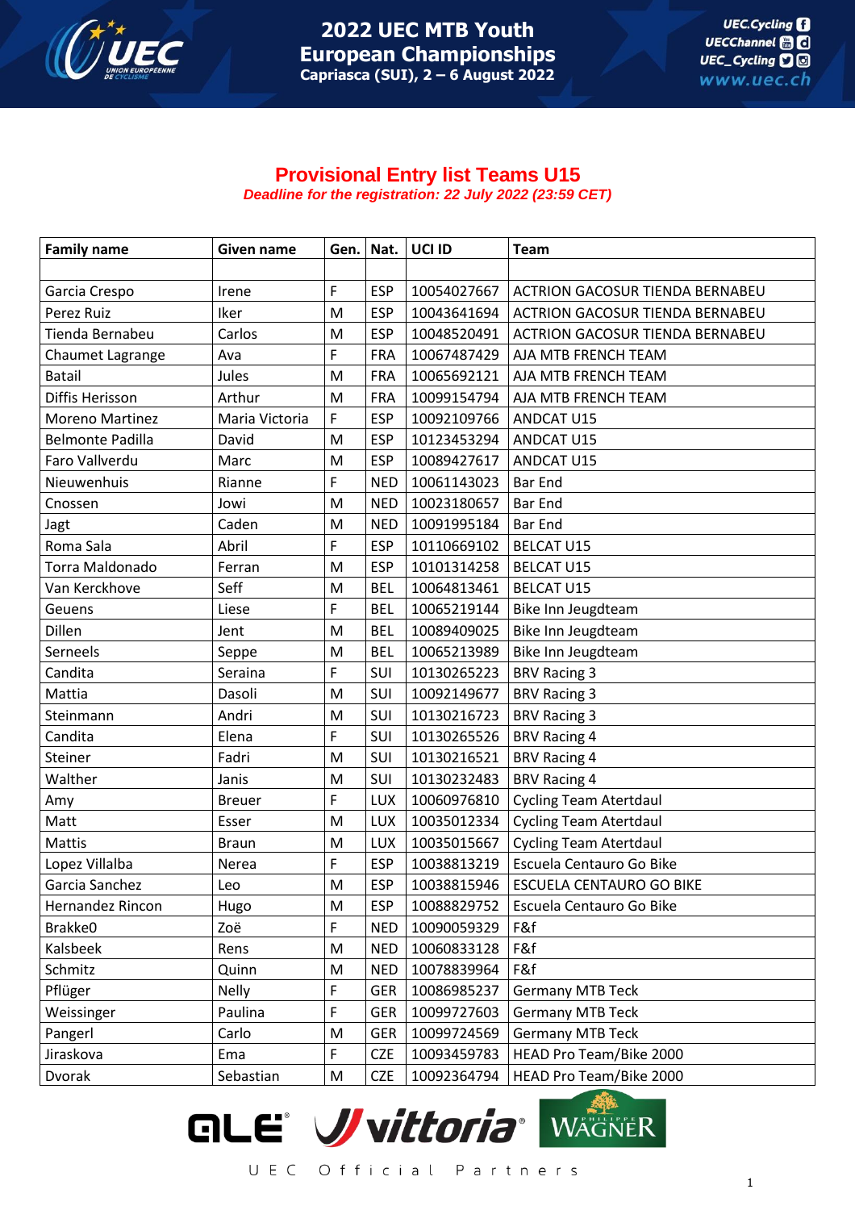# 2022 UEC MTB Youth European Championships

**Capriasca (SUI), 2 – 6 August 2022**

## Provisional Entry list Teams U15

*Deadline for the registration: 22 July 2022 (23:59 CET)*

| Family name | Given name | Gen. | Nat. | UCI ID | Team |
|---|---|---|---|---|---|
| | | | | | |
| Garcia Crespo | Irene | F | ESP | 10054027667 | ACTRION GACOSUR TIENDA BERNABEU |
| Perez Ruiz | Iker | M | ESP | 10043641694 | ACTRION GACOSUR TIENDA BERNABEU |
| Tienda Bernabeu | Carlos | M | ESP | 10048520491 | ACTRION GACOSUR TIENDA BERNABEU |
| Chaumet Lagrange | Ava | F | FRA | 10067487429 | AJA MTB FRENCH TEAM |
| Batail | Jules | M | FRA | 10065692121 | AJA MTB FRENCH TEAM |
| Diffis Herisson | Arthur | M | FRA | 10099154794 | AJA MTB FRENCH TEAM |
| Moreno Martinez | Maria Victoria | F | ESP | 10092109766 | ANDCAT U15 |
| Belmonte Padilla | David | M | ESP | 10123453294 | ANDCAT U15 |
| Faro Vallverdu | Marc | M | ESP | 10089427617 | ANDCAT U15 |
| Nieuwenhuis | Rianne | F | NED | 10061143023 | Bar End |
| Cnossen | Jowi | M | NED | 10023180657 | Bar End |
| Jagt | Caden | M | NED | 10091995184 | Bar End |
| Roma Sala | Abril | F | ESP | 10110669102 | BELCAT U15 |
| Torra Maldonado | Ferran | M | ESP | 10101314258 | BELCAT U15 |
| Van Kerckhove | Seff | M | BEL | 10064813461 | BELCAT U15 |
| Geuens | Liese | F | BEL | 10065219144 | Bike Inn Jeugdteam |
| Dillen | Jent | M | BEL | 10089409025 | Bike Inn Jeugdteam |
| Serneels | Seppe | M | BEL | 10065213989 | Bike Inn Jeugdteam |
| Candita | Seraina | F | SUI | 10130265223 | BRV Racing 3 |
| Mattia | Dasoli | M | SUI | 10092149677 | BRV Racing 3 |
| Steinmann | Andri | M | SUI | 10130216723 | BRV Racing 3 |
| Candita | Elena | F | SUI | 10130265526 | BRV Racing 4 |
| Steiner | Fadri | M | SUI | 10130216521 | BRV Racing 4 |
| Walther | Janis | M | SUI | 10130232483 | BRV Racing 4 |
| Amy | Breuer | F | LUX | 10060976810 | Cycling Team Atertdaul |
| Matt | Esser | M | LUX | 10035012334 | Cycling Team Atertdaul |
| Mattis | Braun | M | LUX | 10035015667 | Cycling Team Atertdaul |
| Lopez Villalba | Nerea | F | ESP | 10038813219 | Escuela Centauro Go Bike |
| Garcia Sanchez | Leo | M | ESP | 10038815946 | ESCUELA CENTAURO GO BIKE |
| Hernandez Rincon | Hugo | M | ESP | 10088829752 | Escuela Centauro Go Bike |
| Brakke0 | Zoë | F | NED | 10090059329 | F&f |
| Kalsbeek | Rens | M | NED | 10060833128 | F&f |
| Schmitz | Quinn | M | NED | 10078839964 | F&f |
| Pflüger | Nelly | F | GER | 10086985237 | Germany MTB Teck |
| Weissinger | Paulina | F | GER | 10099727603 | Germany MTB Teck |
| Pangerl | Carlo | M | GER | 10099724569 | Germany MTB Teck |
| Jiraskova | Ema | F | CZE | 10093459783 | HEAD Pro Team/Bike 2000 |
| Dvorak | Sebastian | M | CZE | 10092364794 | HEAD Pro Team/Bike 2000 |

UEC Official Partners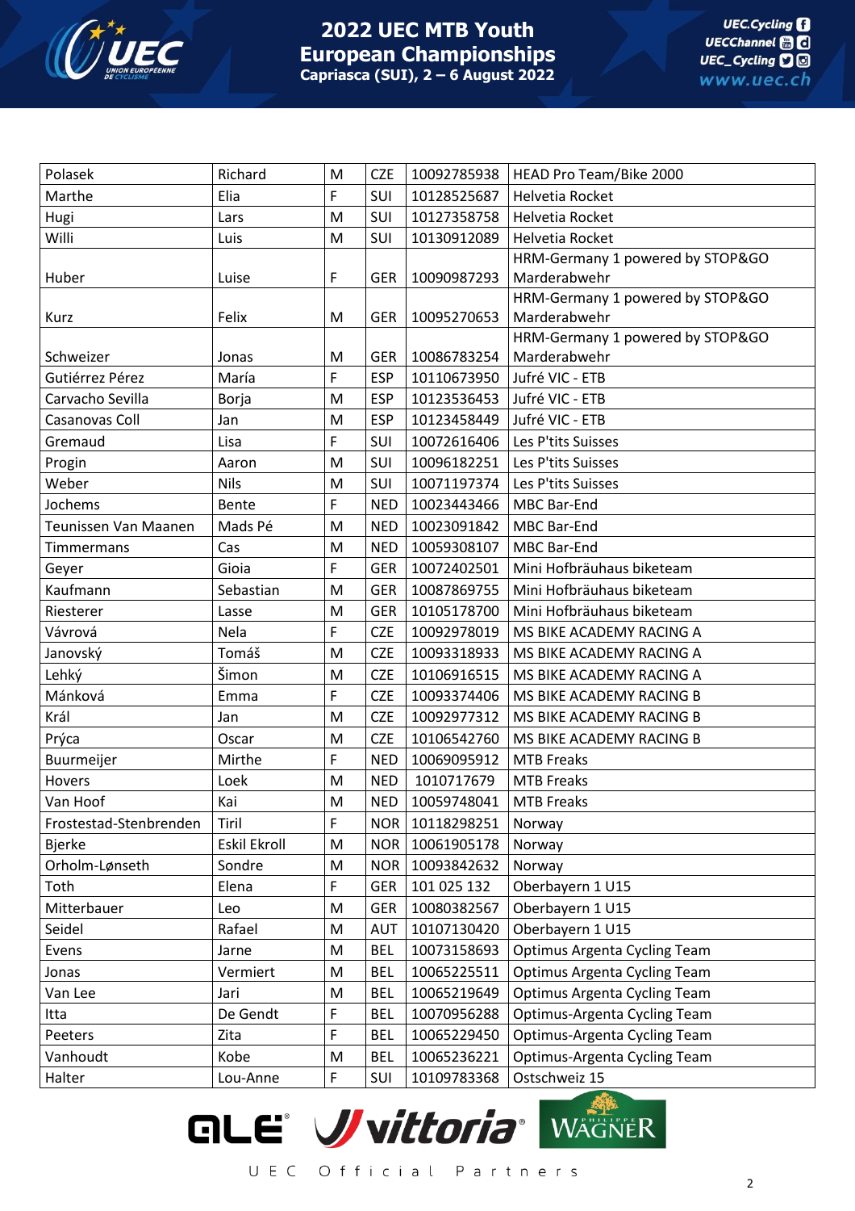| | | | | | |
|---|---|---|---|---|---|
| Polasek | Richard | M | CZE | 10092785938 | HEAD Pro Team/Bike 2000 |
| Marthe | Elia | F | SUI | 10128525687 | Helvetia Rocket |
| Hugi | Lars | M | SUI | 10127358758 | Helvetia Rocket |
| Willi | Luis | M | SUI | 10130912089 | Helvetia Rocket |
| Huber | Luise | F | GER | 10090987293 | HRM-Germany 1 powered by STOP&GO Marderabwehr |
| Kurz | Felix | M | GER | 10095270653 | HRM-Germany 1 powered by STOP&GO Marderabwehr |
| Schweizer | Jonas | M | GER | 10086783254 | HRM-Germany 1 powered by STOP&GO Marderabwehr |
| Gutiérrez Pérez | María | F | ESP | 10110673950 | Jufré VIC - ETB |
| Carvacho Sevilla | Borja | M | ESP | 10123536453 | Jufré VIC - ETB |
| Casanovas Coll | Jan | M | ESP | 10123458449 | Jufré VIC - ETB |
| Gremaud | Lisa | F | SUI | 10072616406 | Les P'tits Suisses |
| Progin | Aaron | M | SUI | 10096182251 | Les P'tits Suisses |
| Weber | Nils | M | SUI | 10071197374 | Les P'tits Suisses |
| Jochems | Bente | F | NED | 10023443466 | MBC Bar-End |
| Teunissen Van Maanen | Mads Pé | M | NED | 10023091842 | MBC Bar-End |
| Timmermans | Cas | M | NED | 10059308107 | MBC Bar-End |
| Geyer | Gioia | F | GER | 10072402501 | Mini Hofbräuhaus biketeam |
| Kaufmann | Sebastian | M | GER | 10087869755 | Mini Hofbräuhaus biketeam |
| Riesterer | Lasse | M | GER | 10105178700 | Mini Hofbräuhaus biketeam |
| Vávrová | Nela | F | CZE | 10092978019 | MS BIKE ACADEMY RACING A |
| Janovský | Tomáš | M | CZE | 10093318933 | MS BIKE ACADEMY RACING A |
| Lehký | Šimon | M | CZE | 10106916515 | MS BIKE ACADEMY RACING A |
| Mánková | Emma | F | CZE | 10093374406 | MS BIKE ACADEMY RACING B |
| Král | Jan | M | CZE | 10092977312 | MS BIKE ACADEMY RACING B |
| Prýca | Oscar | M | CZE | 10106542760 | MS BIKE ACADEMY RACING B |
| Buurmeijer | Mirthe | F | NED | 10069095912 | MTB Freaks |
| Hovers | Loek | M | NED | 1010717679 | MTB Freaks |
| Van Hoof | Kai | M | NED | 10059748041 | MTB Freaks |
| Frostestad-Stenbrenden | Tiril | F | NOR | 10118298251 | Norway |
| Bjerke | Eskil Ekroll | M | NOR | 10061905178 | Norway |
| Orholm-Lønseth | Sondre | M | NOR | 10093842632 | Norway |
| Toth | Elena | F | GER | 101 025 132 | Oberbayern 1 U15 |
| Mitterbauer | Leo | M | GER | 10080382567 | Oberbayern 1 U15 |
| Seidel | Rafael | M | AUT | 10107130420 | Oberbayern 1 U15 |
| Evens | Jarne | M | BEL | 10073158693 | Optimus Argenta Cycling Team |
| Jonas | Vermiert | M | BEL | 10065225511 | Optimus Argenta Cycling Team |
| Van Lee | Jari | M | BEL | 10065219649 | Optimus Argenta Cycling Team |
| Itta | De Gendt | F | BEL | 10070956288 | Optimus-Argenta Cycling Team |
| Peeters | Zita | F | BEL | 10065229450 | Optimus-Argenta Cycling Team |
| Vanhoudt | Kobe | M | BEL | 10065236221 | Optimus-Argenta Cycling Team |
| Halter | Lou-Anne | F | SUI | 10109783368 | Ostschweiz 15 |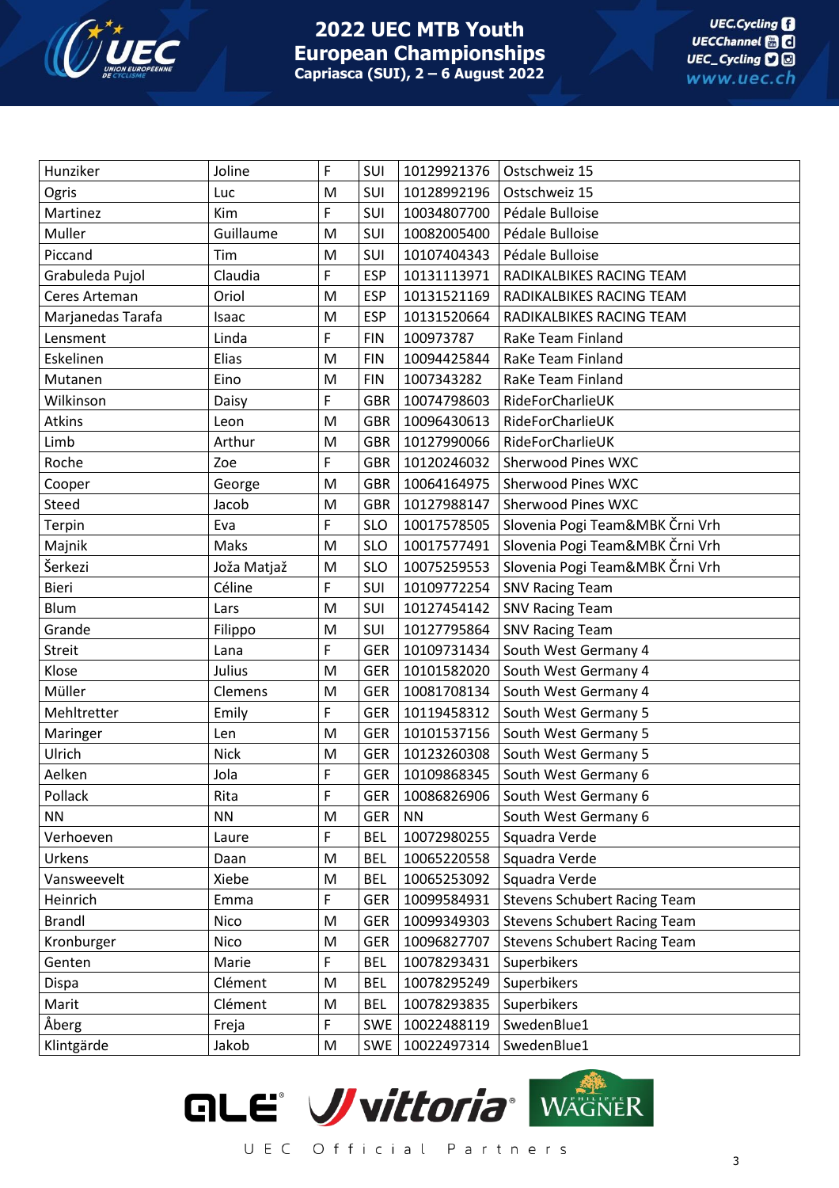| Hunziker | Joline | F | SUI | 10129921376 | Ostschweiz 15 |
|---|---|---|---|---|---|
| Ogris | Luc | M | SUI | 10128992196 | Ostschweiz 15 |
| Martinez | Kim | F | SUI | 10034807700 | Pédale Bulloise |
| Muller | Guillaume | M | SUI | 10082005400 | Pédale Bulloise |
| Piccand | Tim | M | SUI | 10107404343 | Pédale Bulloise |
| Grabuleda Pujol | Claudia | F | ESP | 10131113971 | RADIKALBIKES RACING TEAM |
| Ceres Arteman | Oriol | M | ESP | 10131521169 | RADIKALBIKES RACING TEAM |
| Marjanedas Tarafa | Isaac | M | ESP | 10131520664 | RADIKALBIKES RACING TEAM |
| Lensment | Linda | F | FIN | 100973787 | RaKe Team Finland |
| Eskelinen | Elias | M | FIN | 10094425844 | RaKe Team Finland |
| Mutanen | Eino | M | FIN | 1007343282 | RaKe Team Finland |
| Wilkinson | Daisy | F | GBR | 10074798603 | RideForCharlieUK |
| Atkins | Leon | M | GBR | 10096430613 | RideForCharlieUK |
| Limb | Arthur | M | GBR | 10127990066 | RideForCharlieUK |
| Roche | Zoe | F | GBR | 10120246032 | Sherwood Pines WXC |
| Cooper | George | M | GBR | 10064164975 | Sherwood Pines WXC |
| Steed | Jacob | M | GBR | 10127988147 | Sherwood Pines WXC |
| Terpin | Eva | F | SLO | 10017578505 | Slovenia Pogi Team&MBK Črni Vrh |
| Majnik | Maks | M | SLO | 10017577491 | Slovenia Pogi Team&MBK Črni Vrh |
| Šerkezi | Joža Matjaž | M | SLO | 10075259553 | Slovenia Pogi Team&MBK Črni Vrh |
| Bieri | Céline | F | SUI | 10109772254 | SNV Racing Team |
| Blum | Lars | M | SUI | 10127454142 | SNV Racing Team |
| Grande | Filippo | M | SUI | 10127795864 | SNV Racing Team |
| Streit | Lana | F | GER | 10109731434 | South West Germany 4 |
| Klose | Julius | M | GER | 10101582020 | South West Germany 4 |
| Müller | Clemens | M | GER | 10081708134 | South West Germany 4 |
| Mehltretter | Emily | F | GER | 10119458312 | South West Germany 5 |
| Maringer | Len | M | GER | 10101537156 | South West Germany 5 |
| Ulrich | Nick | M | GER | 10123260308 | South West Germany 5 |
| Aelken | Jola | F | GER | 10109868345 | South West Germany 6 |
| Pollack | Rita | F | GER | 10086826906 | South West Germany 6 |
| NN | NN | M | GER | NN | South West Germany 6 |
| Verhoeven | Laure | F | BEL | 10072980255 | Squadra Verde |
| Urkens | Daan | M | BEL | 10065220558 | Squadra Verde |
| Vansweevelt | Xiebe | M | BEL | 10065253092 | Squadra Verde |
| Heinrich | Emma | F | GER | 10099584931 | Stevens Schubert Racing Team |
| Brandl | Nico | M | GER | 10099349303 | Stevens Schubert Racing Team |
| Kronburger | Nico | M | GER | 10096827707 | Stevens Schubert Racing Team |
| Genten | Marie | F | BEL | 10078293431 | Superbikers |
| Dispa | Clément | M | BEL | 10078295249 | Superbikers |
| Marit | Clément | M | BEL | 10078293835 | Superbikers |
| Åberg | Freja | F | SWE | 10022488119 | SwedenBlue1 |
| Klintgärde | Jakob | M | SWE | 10022497314 | SwedenBlue1 |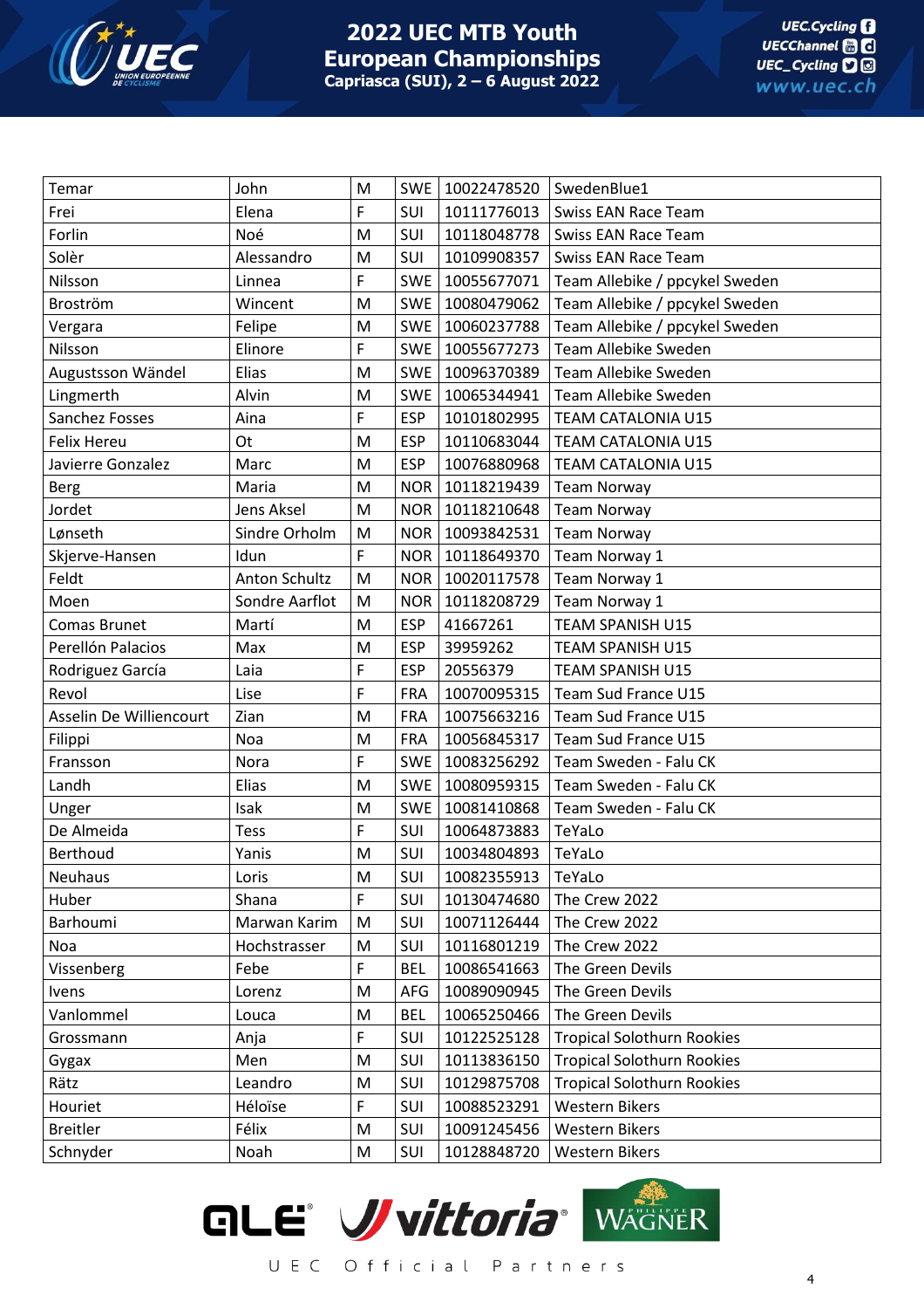| Temar | John | M | SWE | 10022478520 | SwedenBlue1 |
|---|---|---|---|---|---|
| Frei | Elena | F | SUI | 10111776013 | Swiss EAN Race Team |
| Forlin | Noé | M | SUI | 10118048778 | Swiss EAN Race Team |
| Solèr | Alessandro | M | SUI | 10109908357 | Swiss EAN Race Team |
| Nilsson | Linnea | F | SWE | 10055677071 | Team Allebike / ppcykel Sweden |
| Broström | Wincent | M | SWE | 10080479062 | Team Allebike / ppcykel Sweden |
| Vergara | Felipe | M | SWE | 10060237788 | Team Allebike / ppcykel Sweden |
| Nilsson | Elinore | F | SWE | 10055677273 | Team Allebike Sweden |
| Augustsson Wändel | Elias | M | SWE | 10096370389 | Team Allebike Sweden |
| Lingmerth | Alvin | M | SWE | 10065344941 | Team Allebike Sweden |
| Sanchez Fosses | Aina | F | ESP | 10101802995 | TEAM CATALONIA U15 |
| Felix Hereu | Ot | M | ESP | 10110683044 | TEAM CATALONIA U15 |
| Javierre Gonzalez | Marc | M | ESP | 10076880968 | TEAM CATALONIA U15 |
| Berg | Maria | M | NOR | 10118219439 | Team Norway |
| Jordet | Jens Aksel | M | NOR | 10118210648 | Team Norway |
| Lønseth | Sindre Orholm | M | NOR | 10093842531 | Team Norway |
| Skjerve-Hansen | Idun | F | NOR | 10118649370 | Team Norway 1 |
| Feldt | Anton Schultz | M | NOR | 10020117578 | Team Norway 1 |
| Moen | Sondre Aarflot | M | NOR | 10118208729 | Team Norway 1 |
| Comas Brunet | Martí | M | ESP | 41667261 | TEAM SPANISH U15 |
| Perellón Palacios | Max | M | ESP | 39959262 | TEAM SPANISH U15 |
| Rodriguez García | Laia | F | ESP | 20556379 | TEAM SPANISH U15 |
| Revol | Lise | F | FRA | 10070095315 | Team Sud France U15 |
| Asselin De Williencourt | Zian | M | FRA | 10075663216 | Team Sud France U15 |
| Filippi | Noa | M | FRA | 10056845317 | Team Sud France U15 |
| Fransson | Nora | F | SWE | 10083256292 | Team Sweden - Falu CK |
| Landh | Elias | M | SWE | 10080959315 | Team Sweden - Falu CK |
| Unger | Isak | M | SWE | 10081410868 | Team Sweden - Falu CK |
| De Almeida | Tess | F | SUI | 10064873883 | TeYaLo |
| Berthoud | Yanis | M | SUI | 10034804893 | TeYaLo |
| Neuhaus | Loris | M | SUI | 10082355913 | TeYaLo |
| Huber | Shana | F | SUI | 10130474680 | The Crew 2022 |
| Barhoumi | Marwan Karim | M | SUI | 10071126444 | The Crew 2022 |
| Noa | Hochstrasser | M | SUI | 10116801219 | The Crew 2022 |
| Vissenberg | Febe | F | BEL | 10086541663 | The Green Devils |
| Ivens | Lorenz | M | AFG | 10089090945 | The Green Devils |
| Vanlommel | Louca | M | BEL | 10065250466 | The Green Devils |
| Grossmann | Anja | F | SUI | 10122525128 | Tropical Solothurn Rookies |
| Gygax | Men | M | SUI | 10113836150 | Tropical Solothurn Rookies |
| Rätz | Leandro | M | SUI | 10129875708 | Tropical Solothurn Rookies |
| Houriet | Héloïse | F | SUI | 10088523291 | Western Bikers |
| Breitler | Félix | M | SUI | 10091245456 | Western Bikers |
| Schnyder | Noah | M | SUI | 10128848720 | Western Bikers |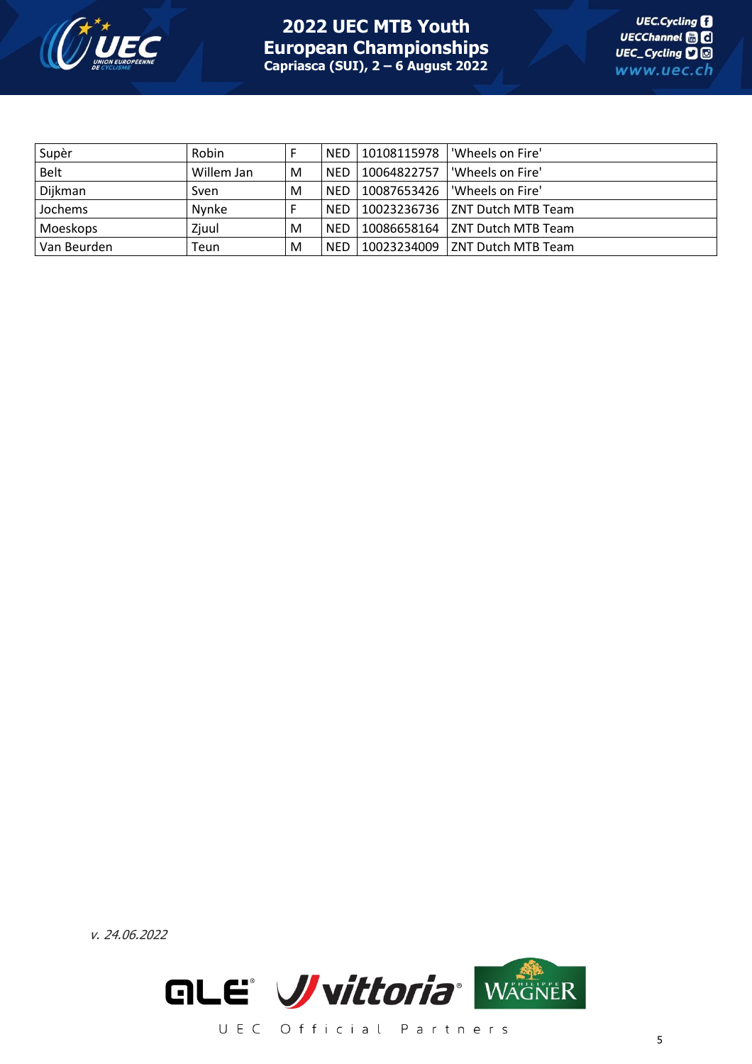| | | | | | |
|---|---|---|---|---|---|
| Supèr | Robin | F | NED | 10108115978 | 'Wheels on Fire' |
| Belt | Willem Jan | M | NED | 10064822757 | 'Wheels on Fire' |
| Dijkman | Sven | M | NED | 10087653426 | 'Wheels on Fire' |
| Jochems | Nynke | F | NED | 10023236736 | ZNT Dutch MTB Team |
| Moeskops | Zjuul | M | NED | 10086658164 | ZNT Dutch MTB Team |
| Van Beurden | Teun | M | NED | 10023234009 | ZNT Dutch MTB Team |

*v. 24.06.2022*